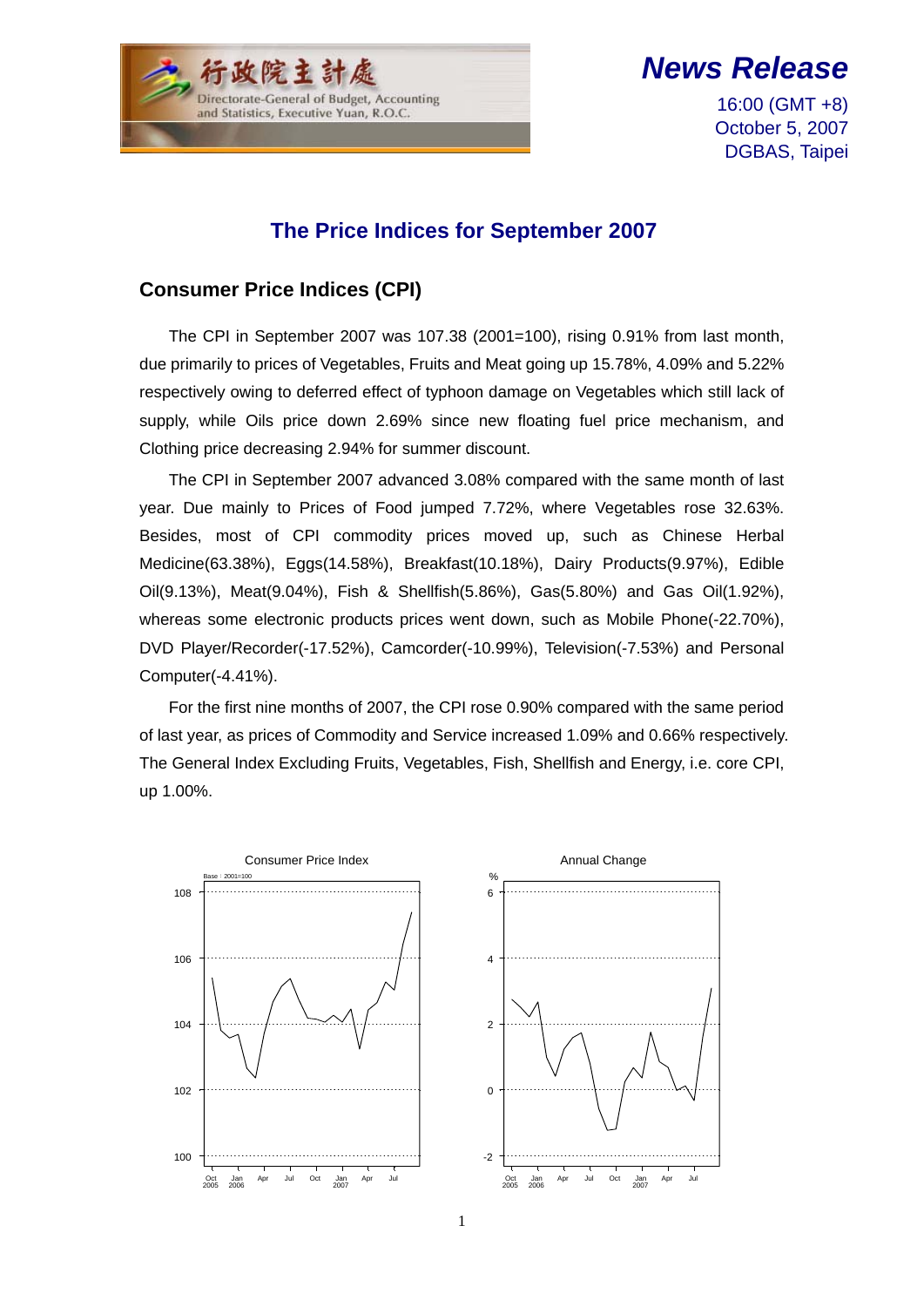行政院主計處
Directorate-General of Budget, Accounting and Statistics, Executive Yuan, R.O.C.

# *News Release*

16:00 (GMT +8)
October 5, 2007
DGBAS, Taipei

## The Price Indices for September 2007

### Consumer Price Indices (CPI)

The CPI in September 2007 was 107.38 (2001=100), rising 0.91% from last month, due primarily to prices of Vegetables, Fruits and Meat going up 15.78%, 4.09% and 5.22% respectively owing to deferred effect of typhoon damage on Vegetables which still lack of supply, while Oils price down 2.69% since new floating fuel price mechanism, and Clothing price decreasing 2.94% for summer discount.

The CPI in September 2007 advanced 3.08% compared with the same month of last year. Due mainly to Prices of Food jumped 7.72%, where Vegetables rose 32.63%. Besides, most of CPI commodity prices moved up, such as Chinese Herbal Medicine(63.38%), Eggs(14.58%), Breakfast(10.18%), Dairy Products(9.97%), Edible Oil(9.13%), Meat(9.04%), Fish & Shellfish(5.86%), Gas(5.80%) and Gas Oil(1.92%), whereas some electronic products prices went down, such as Mobile Phone(-22.70%), DVD Player/Recorder(-17.52%), Camcorder(-10.99%), Television(-7.53%) and Personal Computer(-4.41%).

For the first nine months of 2007, the CPI rose 0.90% compared with the same period of last year, as prices of Commodity and Service increased 1.09% and 0.66% respectively. The General Index Excluding Fruits, Vegetables, Fish, Shellfish and Energy, i.e. core CPI, up 1.00%.

Consumer Price Index

Base：2001=100

Annual Change

%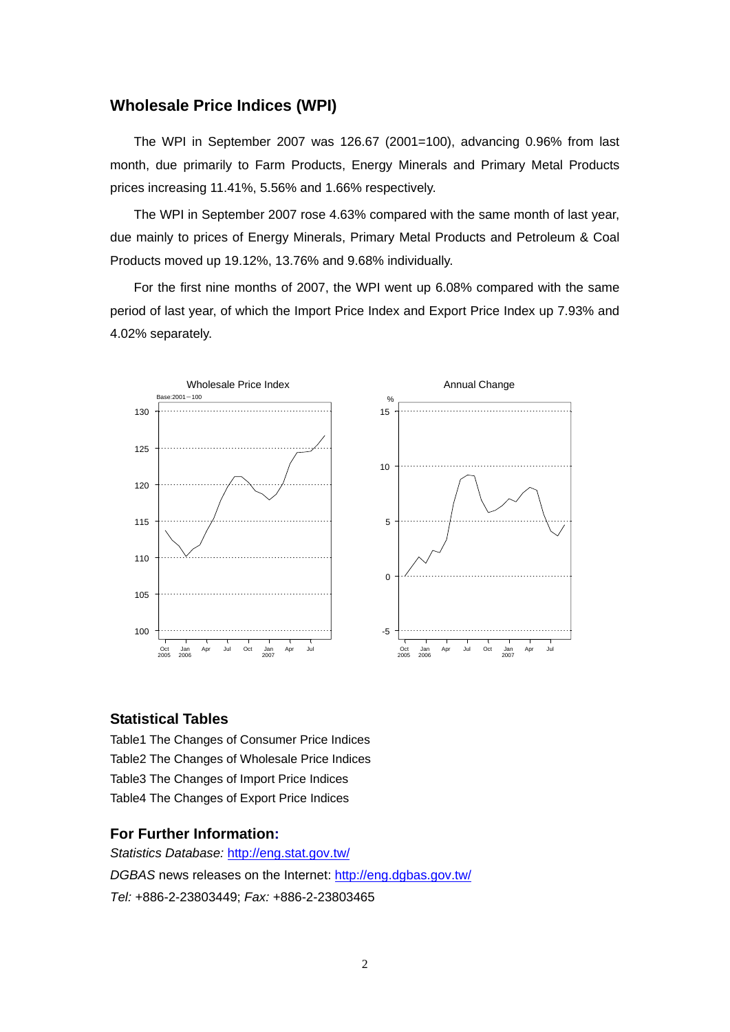## Wholesale Price Indices (WPI)

The WPI in September 2007 was 126.67 (2001=100), advancing 0.96% from last month, due primarily to Farm Products, Energy Minerals and Primary Metal Products prices increasing 11.41%, 5.56% and 1.66% respectively.

The WPI in September 2007 rose 4.63% compared with the same month of last year, due mainly to prices of Energy Minerals, Primary Metal Products and Petroleum & Coal Products moved up 19.12%, 13.76% and 9.68% individually.

For the first nine months of 2007, the WPI went up 6.08% compared with the same period of last year, of which the Import Price Index and Export Price Index up 7.93% and 4.02% separately.

## Statistical Tables

Table1 The Changes of Consumer Price Indices
Table2 The Changes of Wholesale Price Indices
Table3 The Changes of Import Price Indices
Table4 The Changes of Export Price Indices

## For Further Information:

*Statistics Database:* http://eng.stat.gov.tw/
*DGBAS* news releases on the Internet: http://eng.dgbas.gov.tw/
*Tel:* +886-2-23803449; *Fax:* +886-2-23803465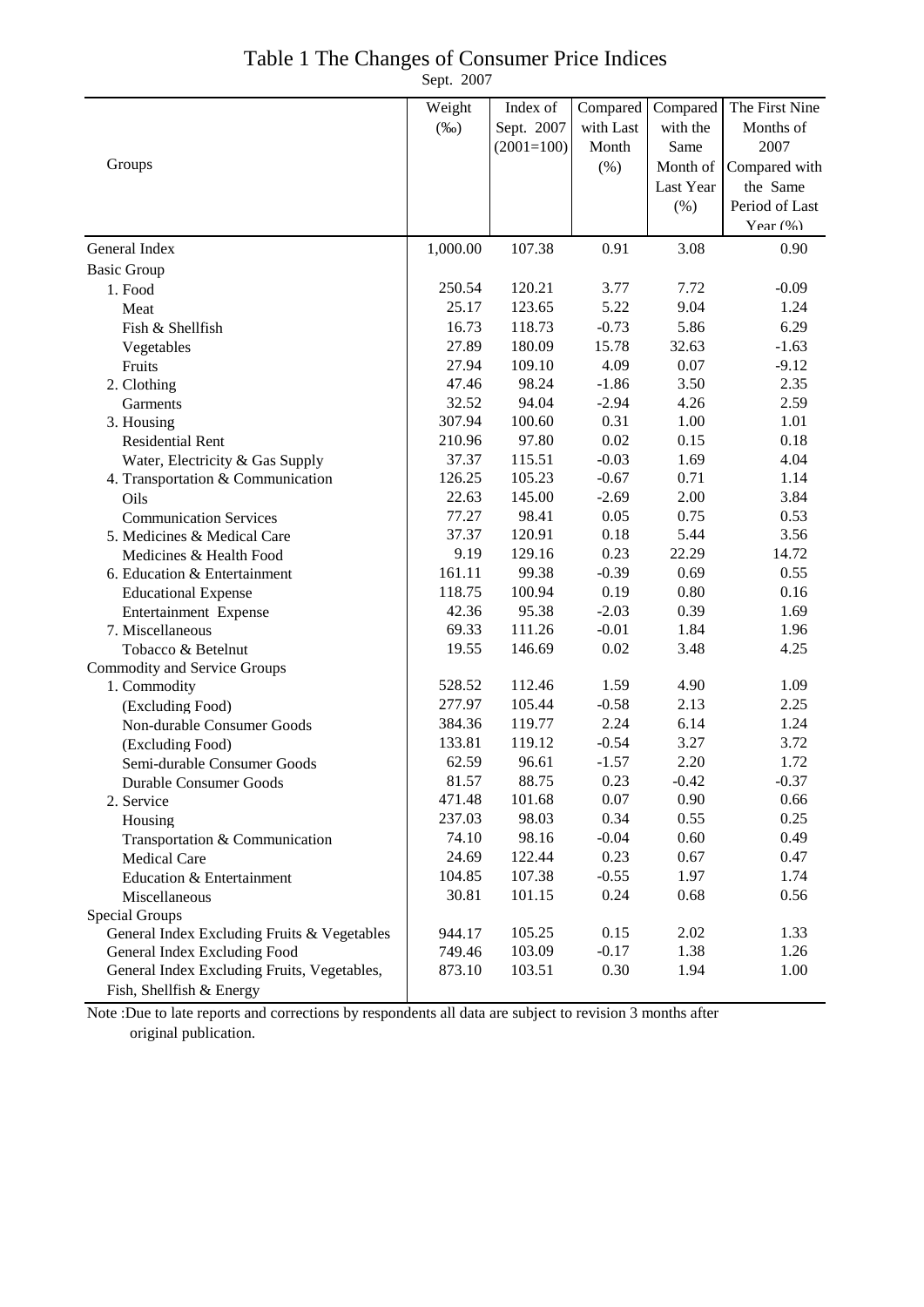# Table 1 The Changes of Consumer Price Indices

Sept. 2007

| Groups | Weight (‰) | Index of Sept. 2007 (2001=100) | Compared with Last Month (%) | Compared with the Same Month of Last Year (%) | The First Nine Months of 2007 Compared with the Same Period of Last Year (%) |
|---|---|---|---|---|---|
| General Index | 1,000.00 | 107.38 | 0.91 | 3.08 | 0.90 |
| Basic Group | | | | | |
| 1. Food | 250.54 | 120.21 | 3.77 | 7.72 | -0.09 |
| Meat | 25.17 | 123.65 | 5.22 | 9.04 | 1.24 |
| Fish & Shellfish | 16.73 | 118.73 | -0.73 | 5.86 | 6.29 |
| Vegetables | 27.89 | 180.09 | 15.78 | 32.63 | -1.63 |
| Fruits | 27.94 | 109.10 | 4.09 | 0.07 | -9.12 |
| 2. Clothing | 47.46 | 98.24 | -1.86 | 3.50 | 2.35 |
| Garments | 32.52 | 94.04 | -2.94 | 4.26 | 2.59 |
| 3. Housing | 307.94 | 100.60 | 0.31 | 1.00 | 1.01 |
| Residential Rent | 210.96 | 97.80 | 0.02 | 0.15 | 0.18 |
| Water, Electricity & Gas Supply | 37.37 | 115.51 | -0.03 | 1.69 | 4.04 |
| 4. Transportation & Communication | 126.25 | 105.23 | -0.67 | 0.71 | 1.14 |
| Oils | 22.63 | 145.00 | -2.69 | 2.00 | 3.84 |
| Communication Services | 77.27 | 98.41 | 0.05 | 0.75 | 0.53 |
| 5. Medicines & Medical Care | 37.37 | 120.91 | 0.18 | 5.44 | 3.56 |
| Medicines & Health Food | 9.19 | 129.16 | 0.23 | 22.29 | 14.72 |
| 6. Education & Entertainment | 161.11 | 99.38 | -0.39 | 0.69 | 0.55 |
| Educational Expense | 118.75 | 100.94 | 0.19 | 0.80 | 0.16 |
| Entertainment Expense | 42.36 | 95.38 | -2.03 | 0.39 | 1.69 |
| 7. Miscellaneous | 69.33 | 111.26 | -0.01 | 1.84 | 1.96 |
| Tobacco & Betelnut | 19.55 | 146.69 | 0.02 | 3.48 | 4.25 |
| Commodity and Service Groups | | | | | |
| 1. Commodity | 528.52 | 112.46 | 1.59 | 4.90 | 1.09 |
| (Excluding Food) | 277.97 | 105.44 | -0.58 | 2.13 | 2.25 |
| Non-durable Consumer Goods | 384.36 | 119.77 | 2.24 | 6.14 | 1.24 |
| (Excluding Food) | 133.81 | 119.12 | -0.54 | 3.27 | 3.72 |
| Semi-durable Consumer Goods | 62.59 | 96.61 | -1.57 | 2.20 | 1.72 |
| Durable Consumer Goods | 81.57 | 88.75 | 0.23 | -0.42 | -0.37 |
| 2. Service | 471.48 | 101.68 | 0.07 | 0.90 | 0.66 |
| Housing | 237.03 | 98.03 | 0.34 | 0.55 | 0.25 |
| Transportation & Communication | 74.10 | 98.16 | -0.04 | 0.60 | 0.49 |
| Medical Care | 24.69 | 122.44 | 0.23 | 0.67 | 0.47 |
| Education & Entertainment | 104.85 | 107.38 | -0.55 | 1.97 | 1.74 |
| Miscellaneous | 30.81 | 101.15 | 0.24 | 0.68 | 0.56 |
| Special Groups | | | | | |
| General Index Excluding Fruits & Vegetables | 944.17 | 105.25 | 0.15 | 2.02 | 1.33 |
| General Index Excluding Food | 749.46 | 103.09 | -0.17 | 1.38 | 1.26 |
| General Index Excluding Fruits, Vegetables, Fish, Shellfish & Energy | 873.10 | 103.51 | 0.30 | 1.94 | 1.00 |

Note :Due to late reports and corrections by respondents all data are subject to revision 3 months after original publication.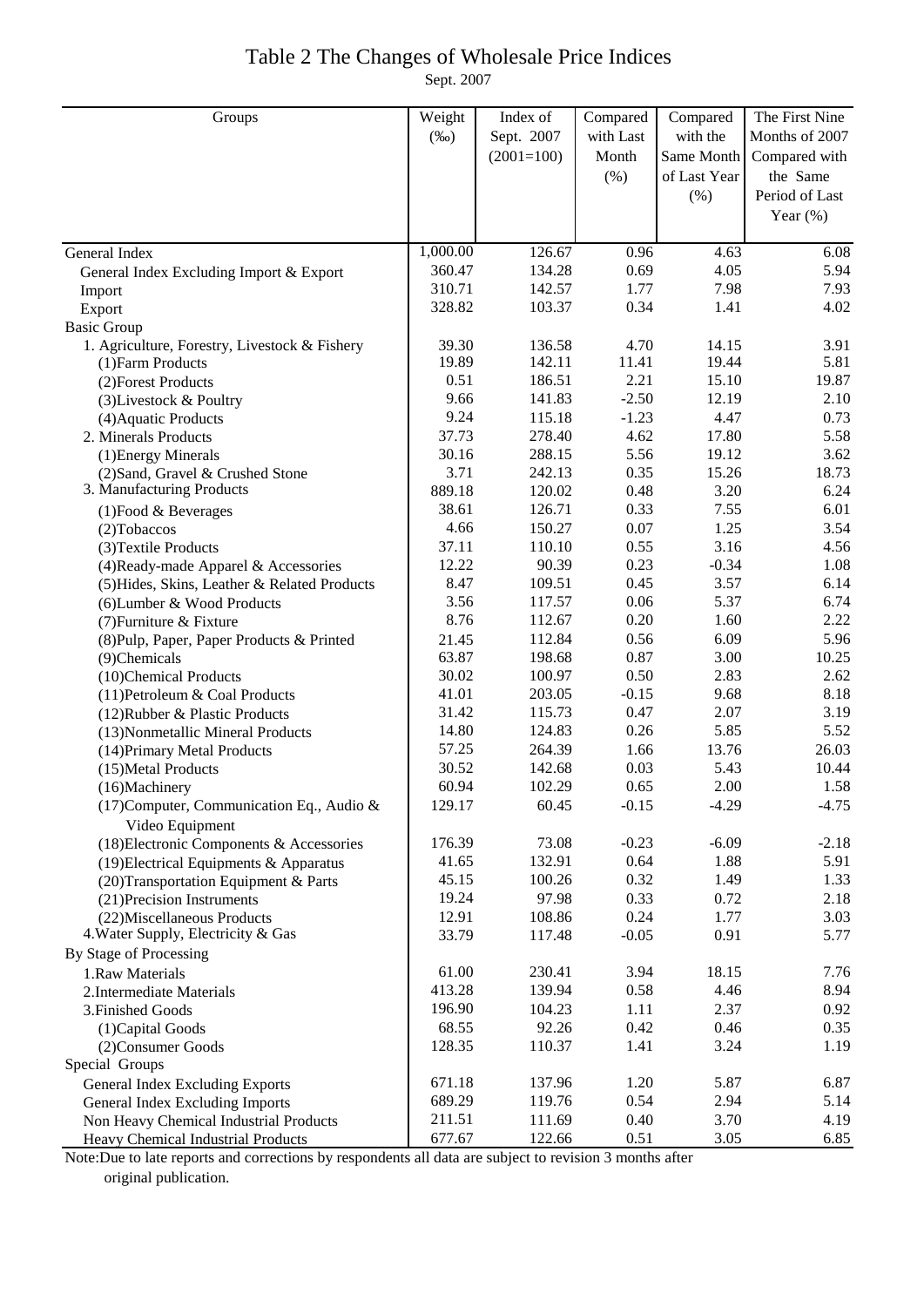# Table 2 The Changes of Wholesale Price Indices

Sept. 2007

| Groups | Weight (‰) | Index of Sept. 2007 (2001=100) | Compared with Last Month (%) | Compared with the Same Month of Last Year (%) | The First Nine Months of 2007 Compared with the Same Period of Last Year (%) |
|---|---|---|---|---|---|
| General Index | 1,000.00 | 126.67 | 0.96 | 4.63 | 6.08 |
| General Index Excluding Import & Export | 360.47 | 134.28 | 0.69 | 4.05 | 5.94 |
| Import | 310.71 | 142.57 | 1.77 | 7.98 | 7.93 |
| Export | 328.82 | 103.37 | 0.34 | 1.41 | 4.02 |
| Basic Group | | | | | |
| 1. Agriculture, Forestry, Livestock & Fishery | 39.30 | 136.58 | 4.70 | 14.15 | 3.91 |
| (1)Farm Products | 19.89 | 142.11 | 11.41 | 19.44 | 5.81 |
| (2)Forest Products | 0.51 | 186.51 | 2.21 | 15.10 | 19.87 |
| (3)Livestock & Poultry | 9.66 | 141.83 | -2.50 | 12.19 | 2.10 |
| (4)Aquatic Products | 9.24 | 115.18 | -1.23 | 4.47 | 0.73 |
| 2. Minerals Products | 37.73 | 278.40 | 4.62 | 17.80 | 5.58 |
| (1)Energy Minerals | 30.16 | 288.15 | 5.56 | 19.12 | 3.62 |
| (2)Sand, Gravel & Crushed Stone | 3.71 | 242.13 | 0.35 | 15.26 | 18.73 |
| 3. Manufacturing Products | 889.18 | 120.02 | 0.48 | 3.20 | 6.24 |
| (1)Food & Beverages | 38.61 | 126.71 | 0.33 | 7.55 | 6.01 |
| (2)Tobaccos | 4.66 | 150.27 | 0.07 | 1.25 | 3.54 |
| (3)Textile Products | 37.11 | 110.10 | 0.55 | 3.16 | 4.56 |
| (4)Ready-made Apparel & Accessories | 12.22 | 90.39 | 0.23 | -0.34 | 1.08 |
| (5)Hides, Skins, Leather & Related Products | 8.47 | 109.51 | 0.45 | 3.57 | 6.14 |
| (6)Lumber & Wood Products | 3.56 | 117.57 | 0.06 | 5.37 | 6.74 |
| (7)Furniture & Fixture | 8.76 | 112.67 | 0.20 | 1.60 | 2.22 |
| (8)Pulp, Paper, Paper Products & Printed | 21.45 | 112.84 | 0.56 | 6.09 | 5.96 |
| (9)Chemicals | 63.87 | 198.68 | 0.87 | 3.00 | 10.25 |
| (10)Chemical Products | 30.02 | 100.97 | 0.50 | 2.83 | 2.62 |
| (11)Petroleum & Coal Products | 41.01 | 203.05 | -0.15 | 9.68 | 8.18 |
| (12)Rubber & Plastic Products | 31.42 | 115.73 | 0.47 | 2.07 | 3.19 |
| (13)Nonmetallic Mineral Products | 14.80 | 124.83 | 0.26 | 5.85 | 5.52 |
| (14)Primary Metal Products | 57.25 | 264.39 | 1.66 | 13.76 | 26.03 |
| (15)Metal Products | 30.52 | 142.68 | 0.03 | 5.43 | 10.44 |
| (16)Machinery | 60.94 | 102.29 | 0.65 | 2.00 | 1.58 |
| (17)Computer, Communication Eq., Audio & Video Equipment | 129.17 | 60.45 | -0.15 | -4.29 | -4.75 |
| (18)Electronic Components & Accessories | 176.39 | 73.08 | -0.23 | -6.09 | -2.18 |
| (19)Electrical Equipments & Apparatus | 41.65 | 132.91 | 0.64 | 1.88 | 5.91 |
| (20)Transportation Equipment & Parts | 45.15 | 100.26 | 0.32 | 1.49 | 1.33 |
| (21)Precision Instruments | 19.24 | 97.98 | 0.33 | 0.72 | 2.18 |
| (22)Miscellaneous Products | 12.91 | 108.86 | 0.24 | 1.77 | 3.03 |
| 4.Water Supply, Electricity & Gas | 33.79 | 117.48 | -0.05 | 0.91 | 5.77 |
| By Stage of Processing | | | | | |
| 1.Raw Materials | 61.00 | 230.41 | 3.94 | 18.15 | 7.76 |
| 2.Intermediate Materials | 413.28 | 139.94 | 0.58 | 4.46 | 8.94 |
| 3.Finished Goods | 196.90 | 104.23 | 1.11 | 2.37 | 0.92 |
| (1)Capital Goods | 68.55 | 92.26 | 0.42 | 0.46 | 0.35 |
| (2)Consumer Goods | 128.35 | 110.37 | 1.41 | 3.24 | 1.19 |
| Special Groups | | | | | |
| General Index Excluding Exports | 671.18 | 137.96 | 1.20 | 5.87 | 6.87 |
| General Index Excluding Imports | 689.29 | 119.76 | 0.54 | 2.94 | 5.14 |
| Non Heavy Chemical Industrial Products | 211.51 | 111.69 | 0.40 | 3.70 | 4.19 |
| Heavy Chemical Industrial Products | 677.67 | 122.66 | 0.51 | 3.05 | 6.85 |

Note:Due to late reports and corrections by respondents all data are subject to revision 3 months after original publication.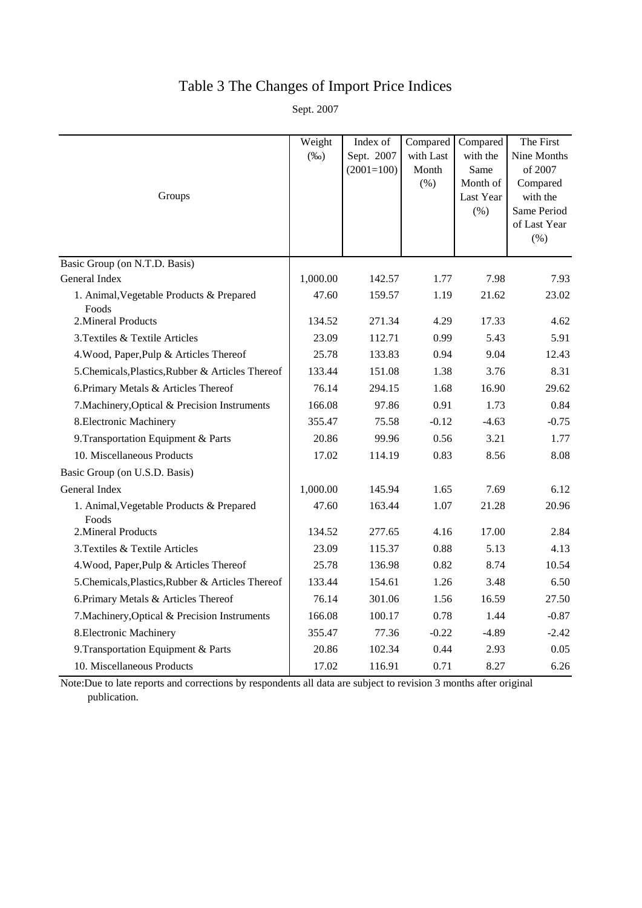# Table 3 The Changes of Import Price Indices

Sept. 2007

| Groups | Weight (‰) | Index of Sept. 2007 (2001=100) | Compared with Last Month (%) | Compared with the Same Month of Last Year (%) | The First Nine Months of 2007 Compared with the Same Period of Last Year (%) |
|---|---|---|---|---|---|
| Basic Group (on N.T.D. Basis) | | | | | |
| General Index | 1,000.00 | 142.57 | 1.77 | 7.98 | 7.93 |
| 1. Animal,Vegetable Products & Prepared Foods | 47.60 | 159.57 | 1.19 | 21.62 | 23.02 |
| 2.Mineral Products | 134.52 | 271.34 | 4.29 | 17.33 | 4.62 |
| 3.Textiles & Textile Articles | 23.09 | 112.71 | 0.99 | 5.43 | 5.91 |
| 4.Wood, Paper,Pulp & Articles Thereof | 25.78 | 133.83 | 0.94 | 9.04 | 12.43 |
| 5.Chemicals,Plastics,Rubber & Articles Thereof | 133.44 | 151.08 | 1.38 | 3.76 | 8.31 |
| 6.Primary Metals & Articles Thereof | 76.14 | 294.15 | 1.68 | 16.90 | 29.62 |
| 7.Machinery,Optical & Precision Instruments | 166.08 | 97.86 | 0.91 | 1.73 | 0.84 |
| 8.Electronic Machinery | 355.47 | 75.58 | -0.12 | -4.63 | -0.75 |
| 9.Transportation Equipment & Parts | 20.86 | 99.96 | 0.56 | 3.21 | 1.77 |
| 10. Miscellaneous Products | 17.02 | 114.19 | 0.83 | 8.56 | 8.08 |
| Basic Group (on U.S.D. Basis) | | | | | |
| General Index | 1,000.00 | 145.94 | 1.65 | 7.69 | 6.12 |
| 1. Animal,Vegetable Products & Prepared Foods | 47.60 | 163.44 | 1.07 | 21.28 | 20.96 |
| 2.Mineral Products | 134.52 | 277.65 | 4.16 | 17.00 | 2.84 |
| 3.Textiles & Textile Articles | 23.09 | 115.37 | 0.88 | 5.13 | 4.13 |
| 4.Wood, Paper,Pulp & Articles Thereof | 25.78 | 136.98 | 0.82 | 8.74 | 10.54 |
| 5.Chemicals,Plastics,Rubber & Articles Thereof | 133.44 | 154.61 | 1.26 | 3.48 | 6.50 |
| 6.Primary Metals & Articles Thereof | 76.14 | 301.06 | 1.56 | 16.59 | 27.50 |
| 7.Machinery,Optical & Precision Instruments | 166.08 | 100.17 | 0.78 | 1.44 | -0.87 |
| 8.Electronic Machinery | 355.47 | 77.36 | -0.22 | -4.89 | -2.42 |
| 9.Transportation Equipment & Parts | 20.86 | 102.34 | 0.44 | 2.93 | 0.05 |
| 10. Miscellaneous Products | 17.02 | 116.91 | 0.71 | 8.27 | 6.26 |

Note:Due to late reports and corrections by respondents all data are subject to revision 3 months after original publication.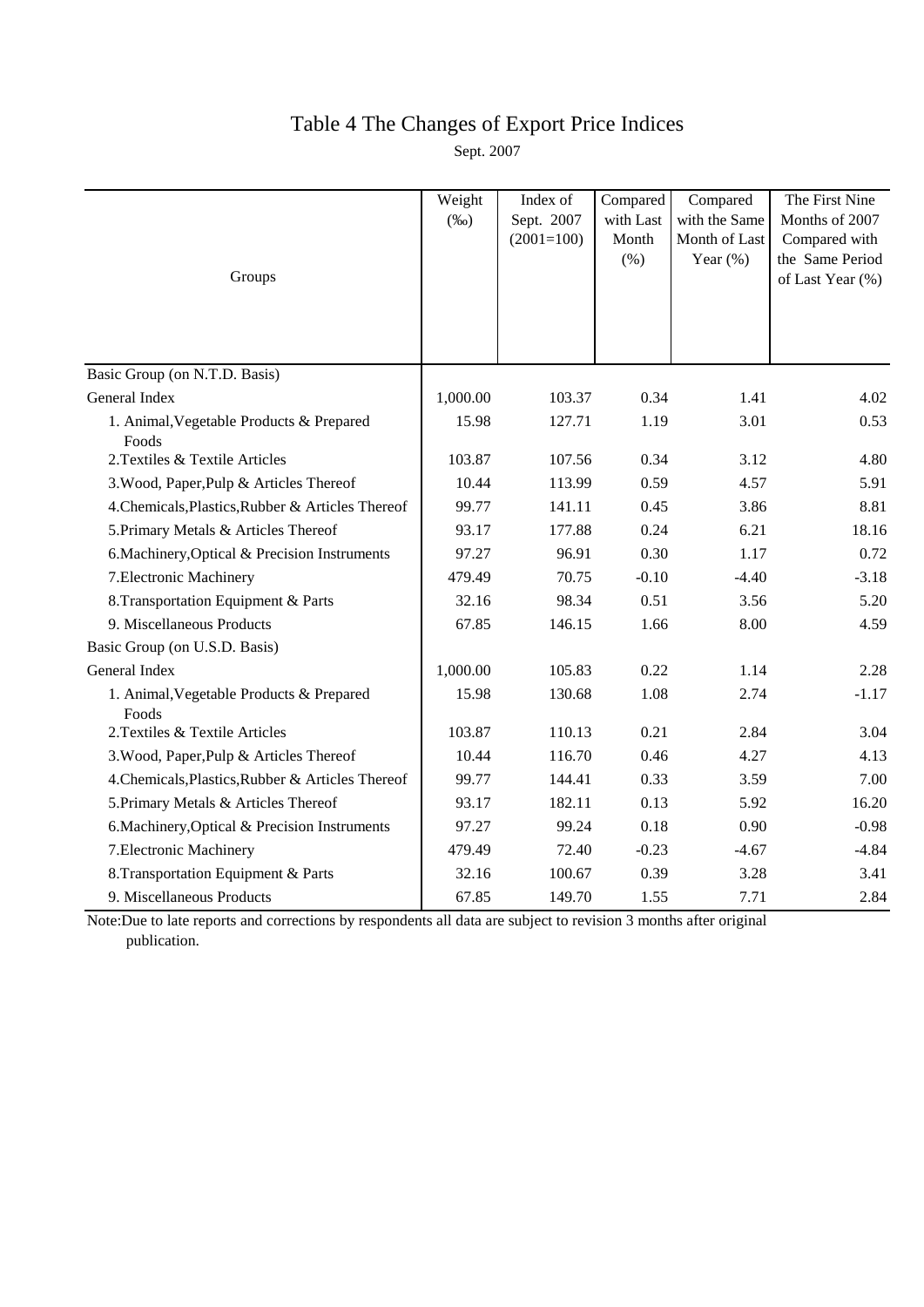# Table 4 The Changes of Export Price Indices

Sept. 2007

| Groups | Weight (‰) | Index of Sept. 2007 (2001=100) | Compared with Last Month (%) | Compared with the Same Month of Last Year (%) | The First Nine Months of 2007 Compared with the Same Period of Last Year (%) |
|---|---|---|---|---|---|
| Basic Group (on N.T.D. Basis) | | | | | |
| General Index | 1,000.00 | 103.37 | 0.34 | 1.41 | 4.02 |
| 1. Animal,Vegetable Products & Prepared Foods | 15.98 | 127.71 | 1.19 | 3.01 | 0.53 |
| 2.Textiles & Textile Articles | 103.87 | 107.56 | 0.34 | 3.12 | 4.80 |
| 3.Wood, Paper,Pulp & Articles Thereof | 10.44 | 113.99 | 0.59 | 4.57 | 5.91 |
| 4.Chemicals,Plastics,Rubber & Articles Thereof | 99.77 | 141.11 | 0.45 | 3.86 | 8.81 |
| 5.Primary Metals & Articles Thereof | 93.17 | 177.88 | 0.24 | 6.21 | 18.16 |
| 6.Machinery,Optical & Precision Instruments | 97.27 | 96.91 | 0.30 | 1.17 | 0.72 |
| 7.Electronic Machinery | 479.49 | 70.75 | -0.10 | -4.40 | -3.18 |
| 8.Transportation Equipment & Parts | 32.16 | 98.34 | 0.51 | 3.56 | 5.20 |
| 9. Miscellaneous Products | 67.85 | 146.15 | 1.66 | 8.00 | 4.59 |
| Basic Group (on U.S.D. Basis) | | | | | |
| General Index | 1,000.00 | 105.83 | 0.22 | 1.14 | 2.28 |
| 1. Animal,Vegetable Products & Prepared Foods | 15.98 | 130.68 | 1.08 | 2.74 | -1.17 |
| 2.Textiles & Textile Articles | 103.87 | 110.13 | 0.21 | 2.84 | 3.04 |
| 3.Wood, Paper,Pulp & Articles Thereof | 10.44 | 116.70 | 0.46 | 4.27 | 4.13 |
| 4.Chemicals,Plastics,Rubber & Articles Thereof | 99.77 | 144.41 | 0.33 | 3.59 | 7.00 |
| 5.Primary Metals & Articles Thereof | 93.17 | 182.11 | 0.13 | 5.92 | 16.20 |
| 6.Machinery,Optical & Precision Instruments | 97.27 | 99.24 | 0.18 | 0.90 | -0.98 |
| 7.Electronic Machinery | 479.49 | 72.40 | -0.23 | -4.67 | -4.84 |
| 8.Transportation Equipment & Parts | 32.16 | 100.67 | 0.39 | 3.28 | 3.41 |
| 9. Miscellaneous Products | 67.85 | 149.70 | 1.55 | 7.71 | 2.84 |

Note:Due to late reports and corrections by respondents all data are subject to revision 3 months after original publication.